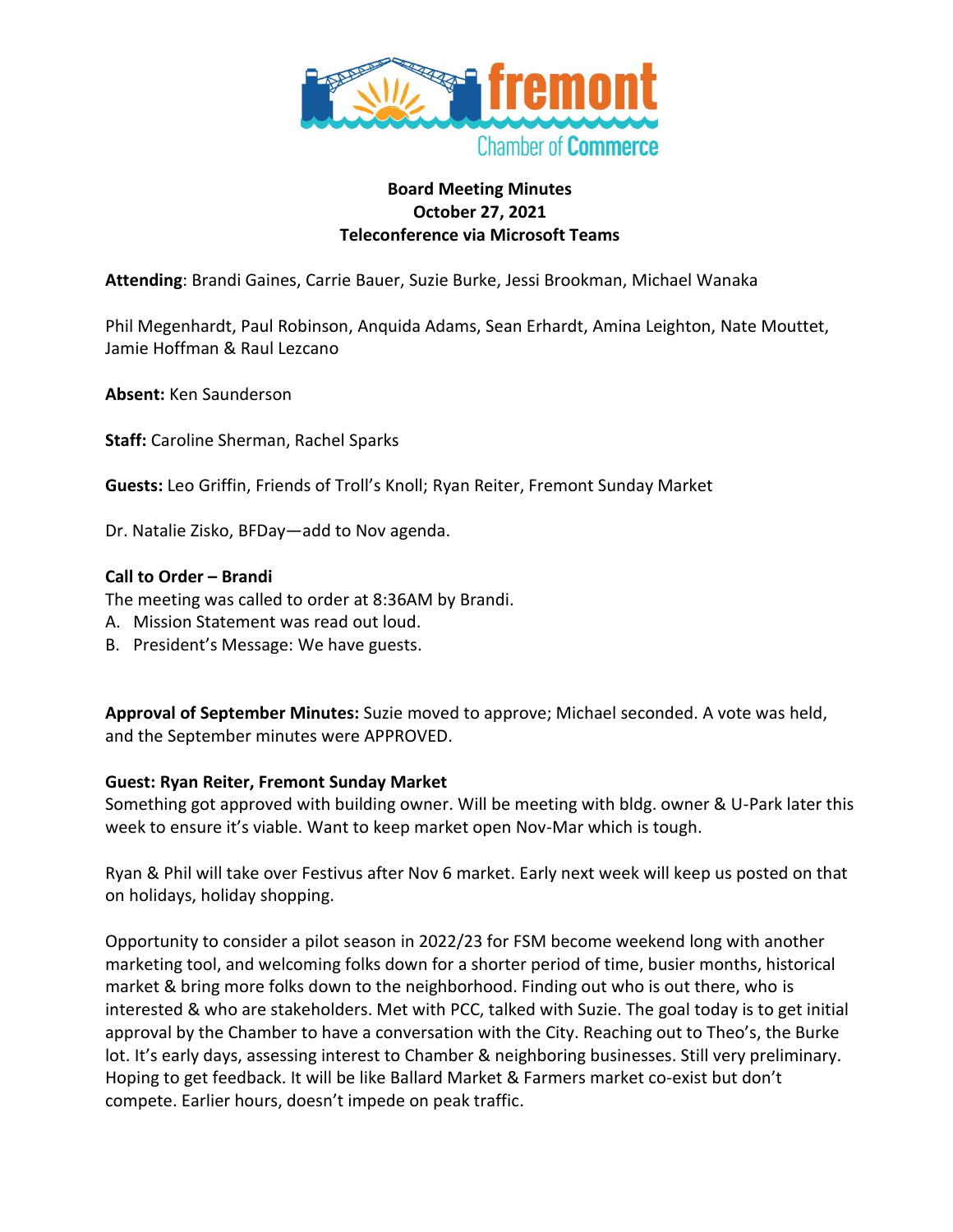**Board Meeting Minutes**
**October 27, 2021**
**Teleconference via Microsoft Teams**

**Attending**: Brandi Gaines, Carrie Bauer, Suzie Burke, Jessi Brookman, Michael Wanaka

Phil Megenhardt, Paul Robinson, Anquida Adams, Sean Erhardt, Amina Leighton, Nate Mouttet, Jamie Hoffman & Raul Lezcano

**Absent:** Ken Saunderson

**Staff:** Caroline Sherman, Rachel Sparks

**Guests:** Leo Griffin, Friends of Troll's Knoll; Ryan Reiter, Fremont Sunday Market

Dr. Natalie Zisko, BFDay—add to Nov agenda.

**Call to Order – Brandi**

The meeting was called to order at 8:36AM by Brandi.

A. Mission Statement was read out loud.
B. President's Message: We have guests.

**Approval of September Minutes:** Suzie moved to approve; Michael seconded. A vote was held, and the September minutes were APPROVED.

**Guest: Ryan Reiter, Fremont Sunday Market**

Something got approved with building owner. Will be meeting with bldg. owner & U-Park later this week to ensure it's viable. Want to keep market open Nov-Mar which is tough.

Ryan & Phil will take over Festivus after Nov 6 market. Early next week will keep us posted on that on holidays, holiday shopping.

Opportunity to consider a pilot season in 2022/23 for FSM become weekend long with another marketing tool, and welcoming folks down for a shorter period of time, busier months, historical market & bring more folks down to the neighborhood. Finding out who is out there, who is interested & who are stakeholders. Met with PCC, talked with Suzie. The goal today is to get initial approval by the Chamber to have a conversation with the City. Reaching out to Theo's, the Burke lot. It's early days, assessing interest to Chamber & neighboring businesses. Still very preliminary. Hoping to get feedback. It will be like Ballard Market & Farmers market co-exist but don't compete. Earlier hours, doesn't impede on peak traffic.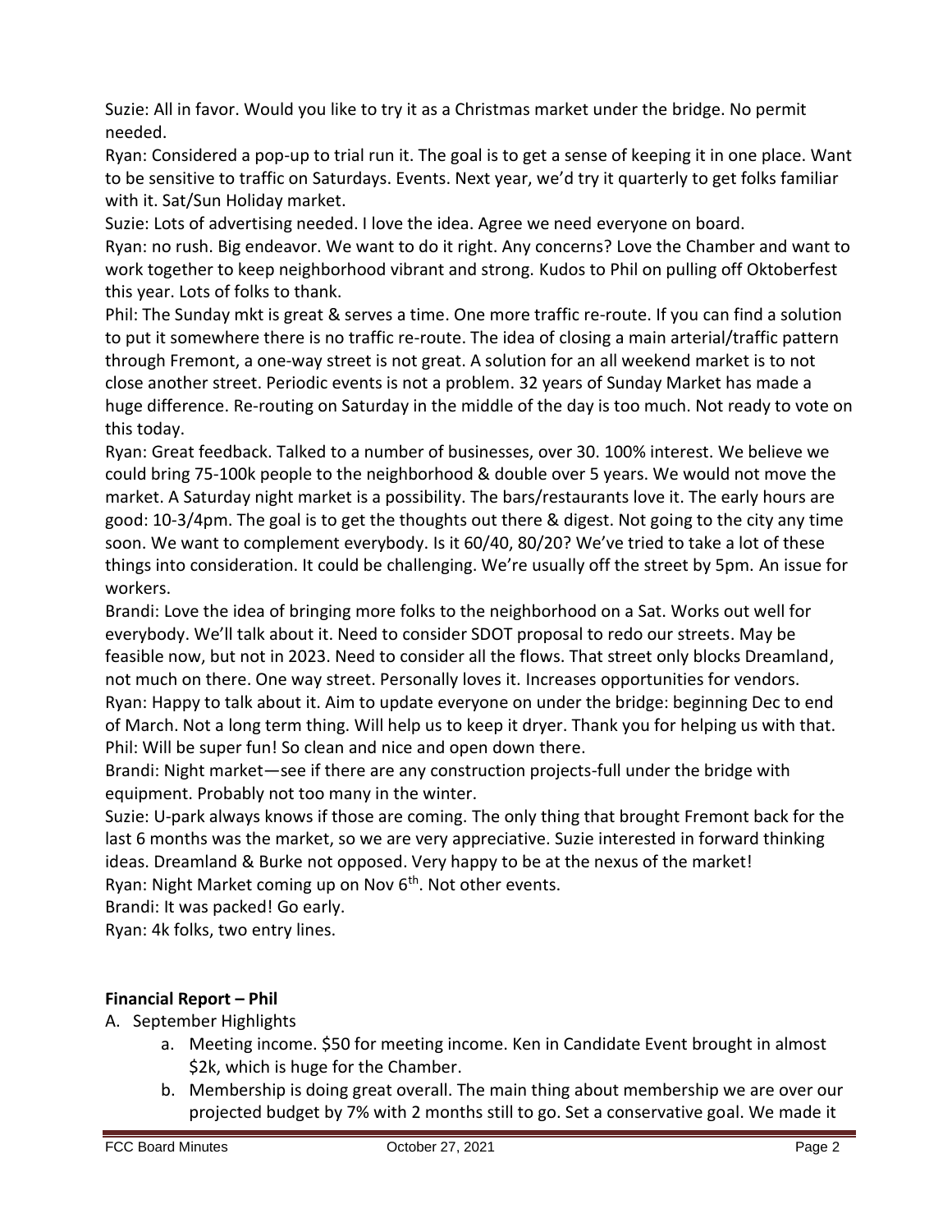Suzie: All in favor. Would you like to try it as a Christmas market under the bridge. No permit needed.

Ryan: Considered a pop-up to trial run it. The goal is to get a sense of keeping it in one place. Want to be sensitive to traffic on Saturdays. Events. Next year, we'd try it quarterly to get folks familiar with it. Sat/Sun Holiday market.

Suzie: Lots of advertising needed. I love the idea. Agree we need everyone on board.

Ryan: no rush. Big endeavor. We want to do it right. Any concerns? Love the Chamber and want to work together to keep neighborhood vibrant and strong. Kudos to Phil on pulling off Oktoberfest this year. Lots of folks to thank.

Phil: The Sunday mkt is great & serves a time. One more traffic re-route. If you can find a solution to put it somewhere there is no traffic re-route. The idea of closing a main arterial/traffic pattern through Fremont, a one-way street is not great. A solution for an all weekend market is to not close another street. Periodic events is not a problem. 32 years of Sunday Market has made a huge difference. Re-routing on Saturday in the middle of the day is too much. Not ready to vote on this today.

Ryan: Great feedback. Talked to a number of businesses, over 30. 100% interest. We believe we could bring 75-100k people to the neighborhood & double over 5 years. We would not move the market. A Saturday night market is a possibility. The bars/restaurants love it. The early hours are good: 10-3/4pm. The goal is to get the thoughts out there & digest. Not going to the city any time soon. We want to complement everybody. Is it 60/40, 80/20? We've tried to take a lot of these things into consideration. It could be challenging. We're usually off the street by 5pm. An issue for workers.

Brandi: Love the idea of bringing more folks to the neighborhood on a Sat. Works out well for everybody. We'll talk about it. Need to consider SDOT proposal to redo our streets. May be feasible now, but not in 2023. Need to consider all the flows. That street only blocks Dreamland, not much on there. One way street. Personally loves it. Increases opportunities for vendors.

Ryan: Happy to talk about it. Aim to update everyone on under the bridge: beginning Dec to end of March. Not a long term thing. Will help us to keep it dryer. Thank you for helping us with that.

Phil: Will be super fun! So clean and nice and open down there.

Brandi: Night market—see if there are any construction projects-full under the bridge with equipment. Probably not too many in the winter.

Suzie: U-park always knows if those are coming. The only thing that brought Fremont back for the last 6 months was the market, so we are very appreciative. Suzie interested in forward thinking ideas. Dreamland & Burke not opposed. Very happy to be at the nexus of the market!

Ryan: Night Market coming up on Nov 6th. Not other events.

Brandi: It was packed! Go early.

Ryan: 4k folks, two entry lines.

**Financial Report – Phil**

A. September Highlights
   a. Meeting income. $50 for meeting income. Ken in Candidate Event brought in almost $2k, which is huge for the Chamber.
   b. Membership is doing great overall. The main thing about membership we are over our projected budget by 7% with 2 months still to go. Set a conservative goal. We made it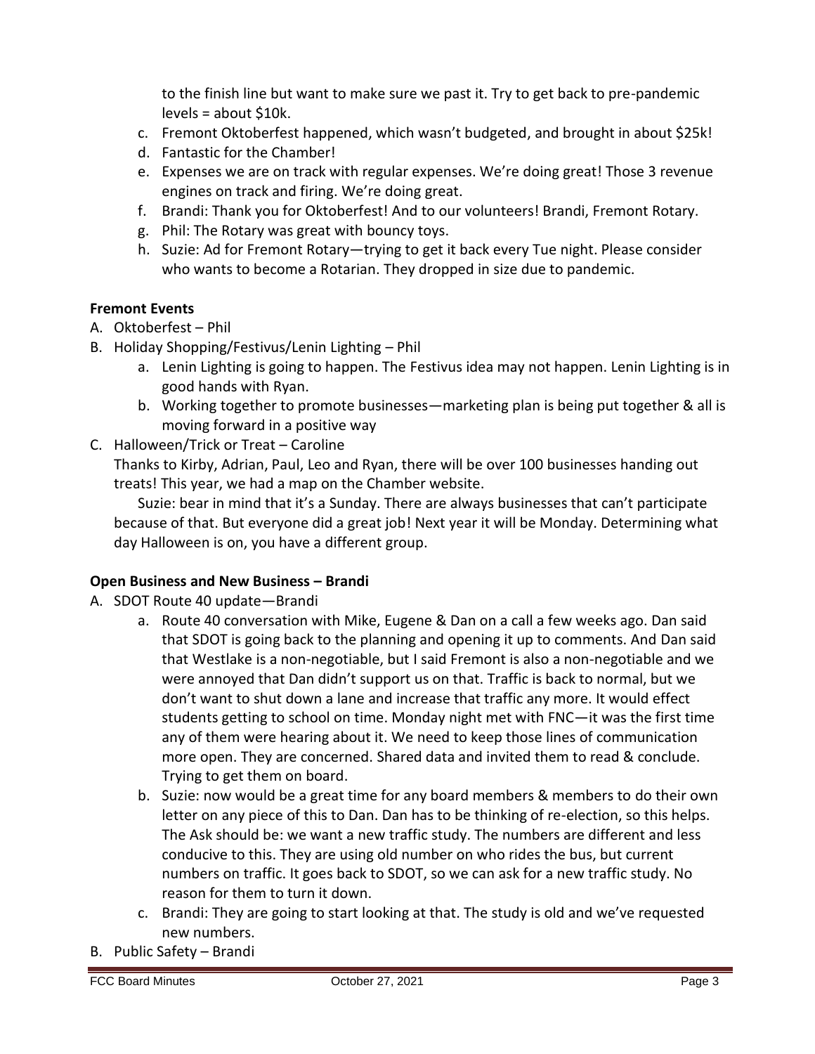to the finish line but want to make sure we past it. Try to get back to pre-pandemic levels = about $10k.

   c. Fremont Oktoberfest happened, which wasn't budgeted, and brought in about $25k!
   d. Fantastic for the Chamber!
   e. Expenses we are on track with regular expenses. We're doing great! Those 3 revenue engines on track and firing. We're doing great.
   f. Brandi: Thank you for Oktoberfest! And to our volunteers! Brandi, Fremont Rotary.
   g. Phil: The Rotary was great with bouncy toys.
   h. Suzie: Ad for Fremont Rotary—trying to get it back every Tue night. Please consider who wants to become a Rotarian. They dropped in size due to pandemic.

**Fremont Events**

A. Oktoberfest – Phil
B. Holiday Shopping/Festivus/Lenin Lighting – Phil
   a. Lenin Lighting is going to happen. The Festivus idea may not happen. Lenin Lighting is in good hands with Ryan.
   b. Working together to promote businesses—marketing plan is being put together & all is moving forward in a positive way
C. Halloween/Trick or Treat – Caroline

Thanks to Kirby, Adrian, Paul, Leo and Ryan, there will be over 100 businesses handing out treats! This year, we had a map on the Chamber website.

Suzie: bear in mind that it's a Sunday. There are always businesses that can't participate because of that. But everyone did a great job! Next year it will be Monday. Determining what day Halloween is on, you have a different group.

**Open Business and New Business – Brandi**

A. SDOT Route 40 update—Brandi
   a. Route 40 conversation with Mike, Eugene & Dan on a call a few weeks ago. Dan said that SDOT is going back to the planning and opening it up to comments. And Dan said that Westlake is a non-negotiable, but I said Fremont is also a non-negotiable and we were annoyed that Dan didn't support us on that. Traffic is back to normal, but we don't want to shut down a lane and increase that traffic any more. It would effect students getting to school on time. Monday night met with FNC—it was the first time any of them were hearing about it. We need to keep those lines of communication more open. They are concerned. Shared data and invited them to read & conclude. Trying to get them on board.
   b. Suzie: now would be a great time for any board members & members to do their own letter on any piece of this to Dan. Dan has to be thinking of re-election, so this helps. The Ask should be: we want a new traffic study. The numbers are different and less conducive to this. They are using old number on who rides the bus, but current numbers on traffic. It goes back to SDOT, so we can ask for a new traffic study. No reason for them to turn it down.
   c. Brandi: They are going to start looking at that. The study is old and we've requested new numbers.
B. Public Safety – Brandi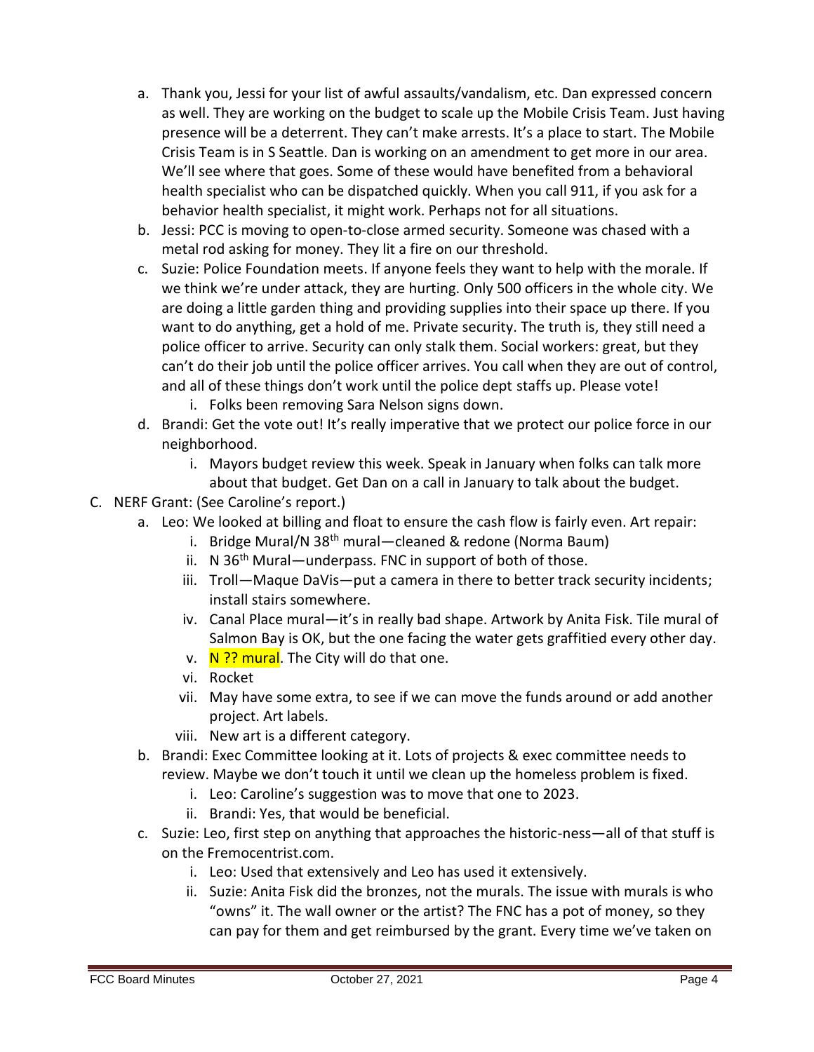a. Thank you, Jessi for your list of awful assaults/vandalism, etc. Dan expressed concern as well. They are working on the budget to scale up the Mobile Crisis Team. Just having presence will be a deterrent. They can't make arrests. It's a place to start. The Mobile Crisis Team is in S Seattle. Dan is working on an amendment to get more in our area. We'll see where that goes. Some of these would have benefited from a behavioral health specialist who can be dispatched quickly. When you call 911, if you ask for a behavior health specialist, it might work. Perhaps not for all situations.

b. Jessi: PCC is moving to open-to-close armed security. Someone was chased with a metal rod asking for money. They lit a fire on our threshold.

c. Suzie: Police Foundation meets. If anyone feels they want to help with the morale. If we think we're under attack, they are hurting. Only 500 officers in the whole city. We are doing a little garden thing and providing supplies into their space up there. If you want to do anything, get a hold of me. Private security. The truth is, they still need a police officer to arrive. Security can only stalk them. Social workers: great, but they can't do their job until the police officer arrives. You call when they are out of control, and all of these things don't work until the police dept staffs up. Please vote!
   i. Folks been removing Sara Nelson signs down.

d. Brandi: Get the vote out! It's really imperative that we protect our police force in our neighborhood.
   i. Mayors budget review this week. Speak in January when folks can talk more about that budget. Get Dan on a call in January to talk about the budget.

C. NERF Grant: (See Caroline's report.)

a. Leo: We looked at billing and float to ensure the cash flow is fairly even. Art repair:
   i. Bridge Mural/N 38th mural—cleaned & redone (Norma Baum)
   ii. N 36th Mural—underpass. FNC in support of both of those.
   iii. Troll—Maque DaVis—put a camera in there to better track security incidents; install stairs somewhere.
   iv. Canal Place mural—it's in really bad shape. Artwork by Anita Fisk. Tile mural of Salmon Bay is OK, but the one facing the water gets graffitied every other day.
   v. N ?? mural. The City will do that one.
   vi. Rocket
   vii. May have some extra, to see if we can move the funds around or add another project. Art labels.
   viii. New art is a different category.

b. Brandi: Exec Committee looking at it. Lots of projects & exec committee needs to review. Maybe we don't touch it until we clean up the homeless problem is fixed.
   i. Leo: Caroline's suggestion was to move that one to 2023.
   ii. Brandi: Yes, that would be beneficial.

c. Suzie: Leo, first step on anything that approaches the historic-ness—all of that stuff is on the Fremocentrist.com.
   i. Leo: Used that extensively and Leo has used it extensively.
   ii. Suzie: Anita Fisk did the bronzes, not the murals. The issue with murals is who "owns" it. The wall owner or the artist? The FNC has a pot of money, so they can pay for them and get reimbursed by the grant. Every time we've taken on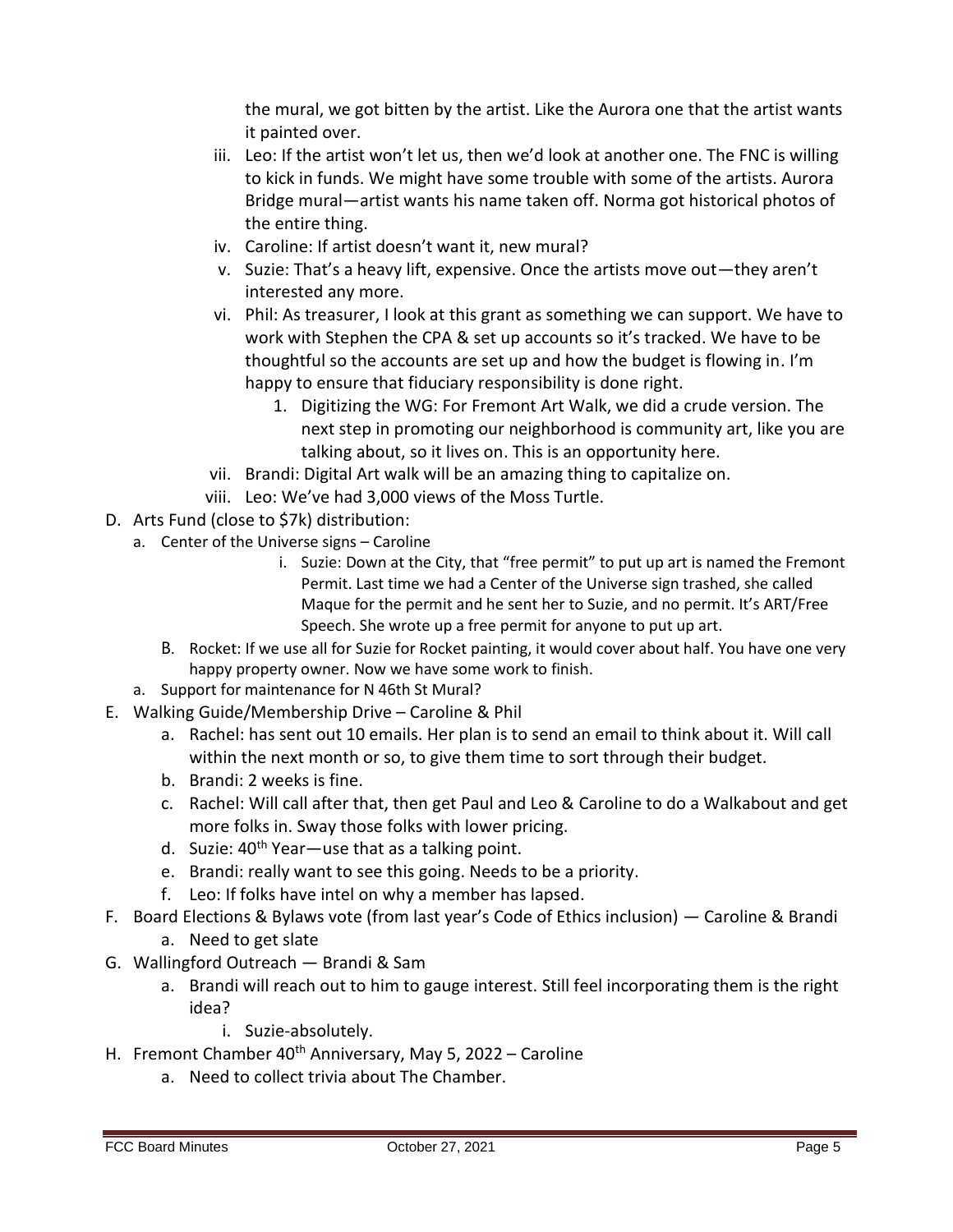the mural, we got bitten by the artist. Like the Aurora one that the artist wants it painted over.

   iii. Leo: If the artist won't let us, then we'd look at another one. The FNC is willing to kick in funds. We might have some trouble with some of the artists. Aurora Bridge mural—artist wants his name taken off. Norma got historical photos of the entire thing.
   iv. Caroline: If artist doesn't want it, new mural?
   v. Suzie: That's a heavy lift, expensive. Once the artists move out—they aren't interested any more.
   vi. Phil: As treasurer, I look at this grant as something we can support. We have to work with Stephen the CPA & set up accounts so it's tracked. We have to be thoughtful so the accounts are set up and how the budget is flowing in. I'm happy to ensure that fiduciary responsibility is done right.
      1. Digitizing the WG: For Fremont Art Walk, we did a crude version. The next step in promoting our neighborhood is community art, like you are talking about, so it lives on. This is an opportunity here.
   vii. Brandi: Digital Art walk will be an amazing thing to capitalize on.
   viii. Leo: We've had 3,000 views of the Moss Turtle.

D. Arts Fund (close to $7k) distribution:
   a. Center of the Universe signs – Caroline
      i. Suzie: Down at the City, that "free permit" to put up art is named the Fremont Permit. Last time we had a Center of the Universe sign trashed, she called Maque for the permit and he sent her to Suzie, and no permit. It's ART/Free Speech. She wrote up a free permit for anyone to put up art.
   B. Rocket: If we use all for Suzie for Rocket painting, it would cover about half. You have one very happy property owner. Now we have some work to finish.
   a. Support for maintenance for N 46th St Mural?

E. Walking Guide/Membership Drive – Caroline & Phil
   a. Rachel: has sent out 10 emails. Her plan is to send an email to think about it. Will call within the next month or so, to give them time to sort through their budget.
   b. Brandi: 2 weeks is fine.
   c. Rachel: Will call after that, then get Paul and Leo & Caroline to do a Walkabout and get more folks in. Sway those folks with lower pricing.
   d. Suzie: 40th Year—use that as a talking point.
   e. Brandi: really want to see this going. Needs to be a priority.
   f. Leo: If folks have intel on why a member has lapsed.

F. Board Elections & Bylaws vote (from last year's Code of Ethics inclusion) — Caroline & Brandi
   a. Need to get slate

G. Wallingford Outreach — Brandi & Sam
   a. Brandi will reach out to him to gauge interest. Still feel incorporating them is the right idea?
      i. Suzie-absolutely.

H. Fremont Chamber 40th Anniversary, May 5, 2022 – Caroline
   a. Need to collect trivia about The Chamber.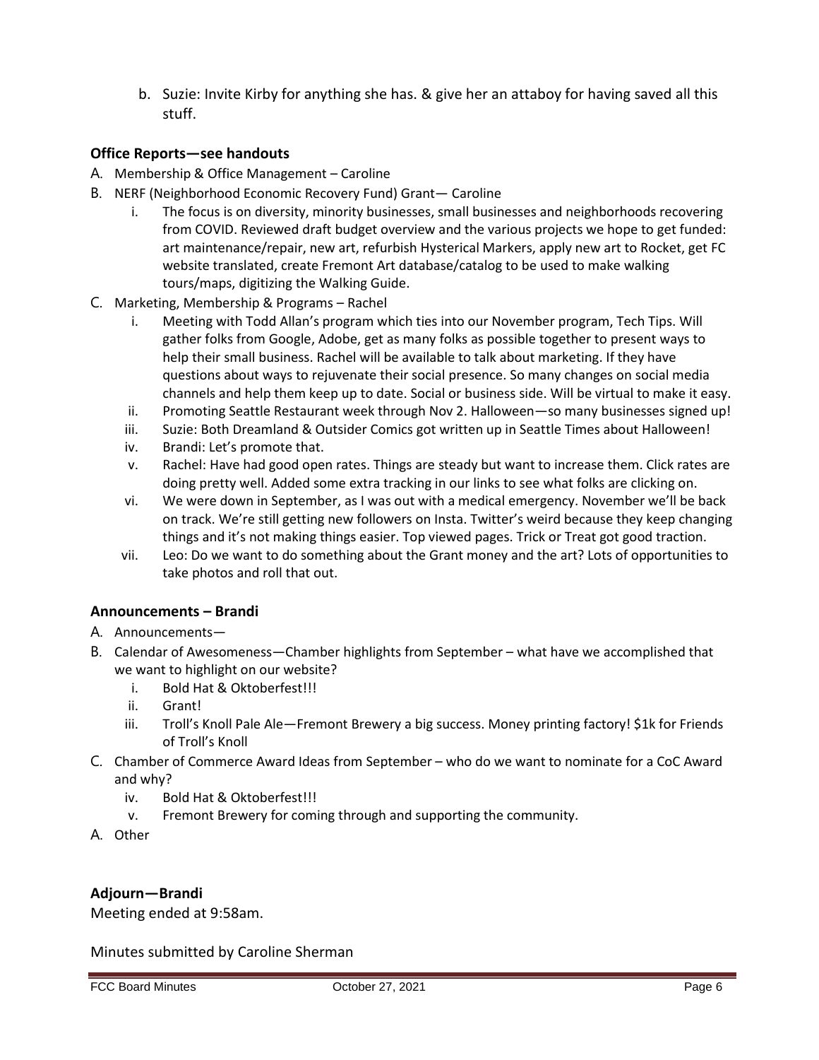b. Suzie: Invite Kirby for anything she has. & give her an attaboy for having saved all this stuff.

**Office Reports—see handouts**

A. Membership & Office Management – Caroline
B. NERF (Neighborhood Economic Recovery Fund) Grant— Caroline
   i. The focus is on diversity, minority businesses, small businesses and neighborhoods recovering from COVID. Reviewed draft budget overview and the various projects we hope to get funded: art maintenance/repair, new art, refurbish Hysterical Markers, apply new art to Rocket, get FC website translated, create Fremont Art database/catalog to be used to make walking tours/maps, digitizing the Walking Guide.
C. Marketing, Membership & Programs – Rachel
   i. Meeting with Todd Allan's program which ties into our November program, Tech Tips. Will gather folks from Google, Adobe, get as many folks as possible together to present ways to help their small business. Rachel will be available to talk about marketing. If they have questions about ways to rejuvenate their social presence. So many changes on social media channels and help them keep up to date. Social or business side. Will be virtual to make it easy.
   ii. Promoting Seattle Restaurant week through Nov 2. Halloween—so many businesses signed up!
   iii. Suzie: Both Dreamland & Outsider Comics got written up in Seattle Times about Halloween!
   iv. Brandi: Let's promote that.
   v. Rachel: Have had good open rates. Things are steady but want to increase them. Click rates are doing pretty well. Added some extra tracking in our links to see what folks are clicking on.
   vi. We were down in September, as I was out with a medical emergency. November we'll be back on track. We're still getting new followers on Insta. Twitter's weird because they keep changing things and it's not making things easier. Top viewed pages. Trick or Treat got good traction.
   vii. Leo: Do we want to do something about the Grant money and the art? Lots of opportunities to take photos and roll that out.

**Announcements – Brandi**

A. Announcements—
B. Calendar of Awesomeness—Chamber highlights from September – what have we accomplished that we want to highlight on our website?
   i. Bold Hat & Oktoberfest!!!
   ii. Grant!
   iii. Troll's Knoll Pale Ale—Fremont Brewery a big success. Money printing factory! $1k for Friends of Troll's Knoll
C. Chamber of Commerce Award Ideas from September – who do we want to nominate for a CoC Award and why?
   iv. Bold Hat & Oktoberfest!!!
   v. Fremont Brewery for coming through and supporting the community.

A. Other

**Adjourn—Brandi**

Meeting ended at 9:58am.

Minutes submitted by Caroline Sherman